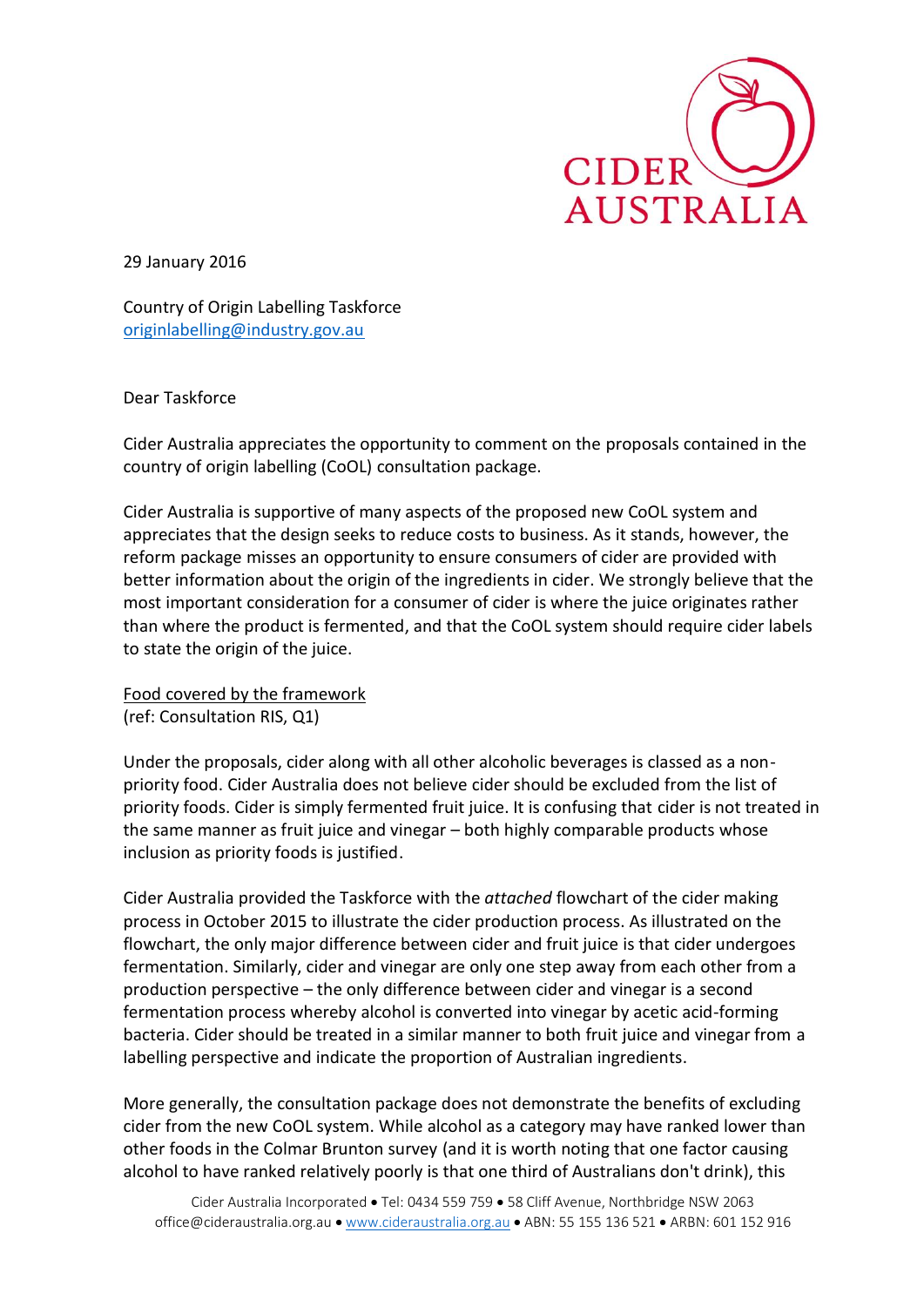CIDER AUSTRALIA

29 January 2016

Country of Origin Labelling Taskforce
originlabelling@industry.gov.au

Dear Taskforce

Cider Australia appreciates the opportunity to comment on the proposals contained in the country of origin labelling (CoOL) consultation package.

Cider Australia is supportive of many aspects of the proposed new CoOL system and appreciates that the design seeks to reduce costs to business. As it stands, however, the reform package misses an opportunity to ensure consumers of cider are provided with better information about the origin of the ingredients in cider. We strongly believe that the most important consideration for a consumer of cider is where the juice originates rather than where the product is fermented, and that the CoOL system should require cider labels to state the origin of the juice.

Food covered by the framework
(ref: Consultation RIS, Q1)

Under the proposals, cider along with all other alcoholic beverages is classed as a non-priority food. Cider Australia does not believe cider should be excluded from the list of priority foods. Cider is simply fermented fruit juice. It is confusing that cider is not treated in the same manner as fruit juice and vinegar – both highly comparable products whose inclusion as priority foods is justified.

Cider Australia provided the Taskforce with the *attached* flowchart of the cider making process in October 2015 to illustrate the cider production process. As illustrated on the flowchart, the only major difference between cider and fruit juice is that cider undergoes fermentation. Similarly, cider and vinegar are only one step away from each other from a production perspective – the only difference between cider and vinegar is a second fermentation process whereby alcohol is converted into vinegar by acetic acid-forming bacteria. Cider should be treated in a similar manner to both fruit juice and vinegar from a labelling perspective and indicate the proportion of Australian ingredients.

More generally, the consultation package does not demonstrate the benefits of excluding cider from the new CoOL system. While alcohol as a category may have ranked lower than other foods in the Colmar Brunton survey (and it is worth noting that one factor causing alcohol to have ranked relatively poorly is that one third of Australians don't drink), this

Cider Australia Incorporated • Tel: 0434 559 759 • 58 Cliff Avenue, Northbridge NSW 2063
office@cideraustralia.org.au • www.cideraustralia.org.au • ABN: 55 155 136 521 • ARBN: 601 152 916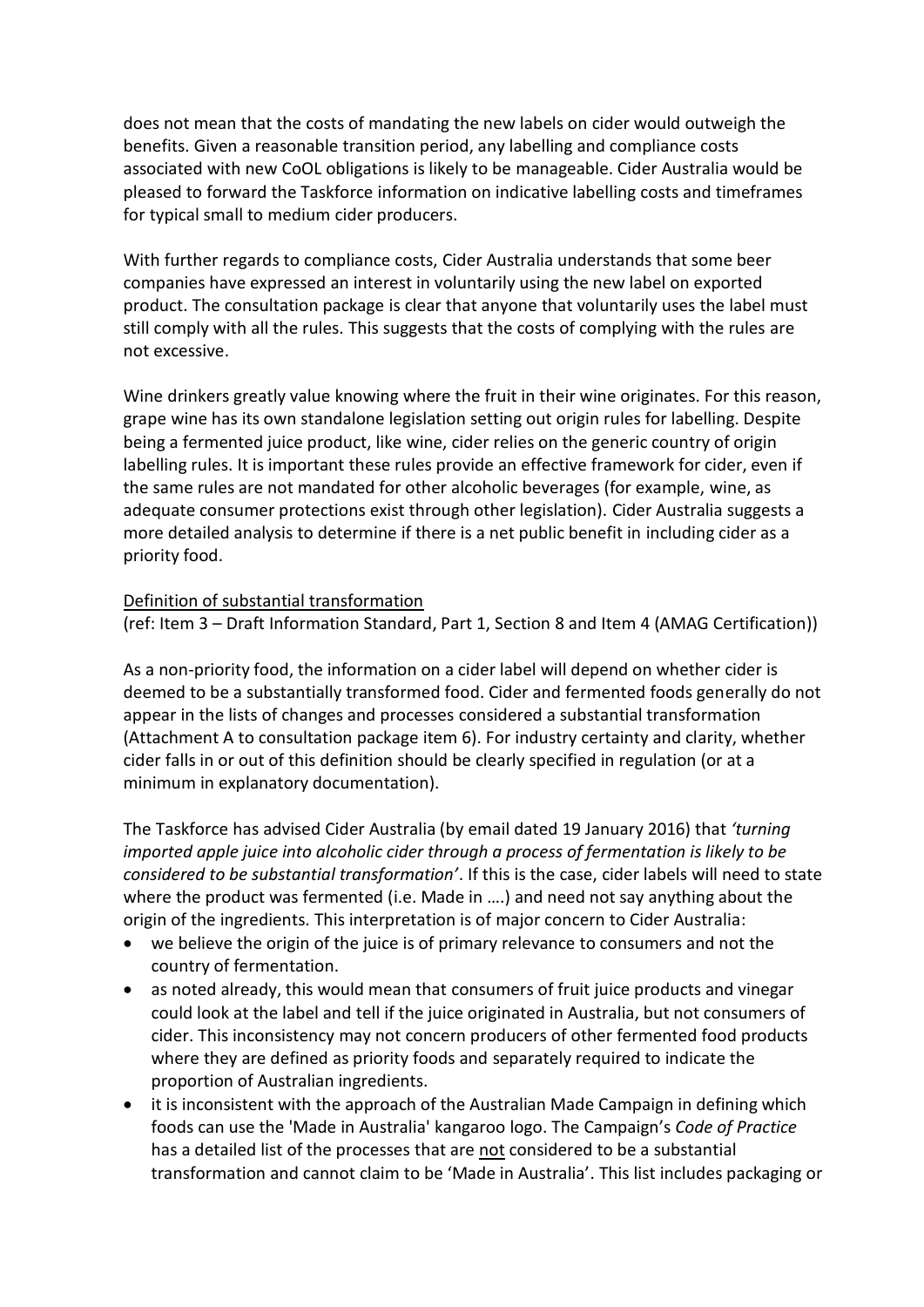does not mean that the costs of mandating the new labels on cider would outweigh the benefits. Given a reasonable transition period, any labelling and compliance costs associated with new CoOL obligations is likely to be manageable. Cider Australia would be pleased to forward the Taskforce information on indicative labelling costs and timeframes for typical small to medium cider producers.

With further regards to compliance costs, Cider Australia understands that some beer companies have expressed an interest in voluntarily using the new label on exported product. The consultation package is clear that anyone that voluntarily uses the label must still comply with all the rules. This suggests that the costs of complying with the rules are not excessive.

Wine drinkers greatly value knowing where the fruit in their wine originates. For this reason, grape wine has its own standalone legislation setting out origin rules for labelling. Despite being a fermented juice product, like wine, cider relies on the generic country of origin labelling rules. It is important these rules provide an effective framework for cider, even if the same rules are not mandated for other alcoholic beverages (for example, wine, as adequate consumer protections exist through other legislation). Cider Australia suggests a more detailed analysis to determine if there is a net public benefit in including cider as a priority food.

<u>Definition of substantial transformation</u>

(ref: Item 3 – Draft Information Standard, Part 1, Section 8 and Item 4 (AMAG Certification))

As a non-priority food, the information on a cider label will depend on whether cider is deemed to be a substantially transformed food. Cider and fermented foods generally do not appear in the lists of changes and processes considered a substantial transformation (Attachment A to consultation package item 6). For industry certainty and clarity, whether cider falls in or out of this definition should be clearly specified in regulation (or at a minimum in explanatory documentation).

The Taskforce has advised Cider Australia (by email dated 19 January 2016) that *'turning imported apple juice into alcoholic cider through a process of fermentation is likely to be considered to be substantial transformation'*. If this is the case, cider labels will need to state where the product was fermented (i.e. Made in ….) and need not say anything about the origin of the ingredients. This interpretation is of major concern to Cider Australia:

- we believe the origin of the juice is of primary relevance to consumers and not the country of fermentation.
- as noted already, this would mean that consumers of fruit juice products and vinegar could look at the label and tell if the juice originated in Australia, but not consumers of cider. This inconsistency may not concern producers of other fermented food products where they are defined as priority foods and separately required to indicate the proportion of Australian ingredients.
- it is inconsistent with the approach of the Australian Made Campaign in defining which foods can use the 'Made in Australia' kangaroo logo. The Campaign's *Code of Practice* has a detailed list of the processes that are <u>not</u> considered to be a substantial transformation and cannot claim to be 'Made in Australia'. This list includes packaging or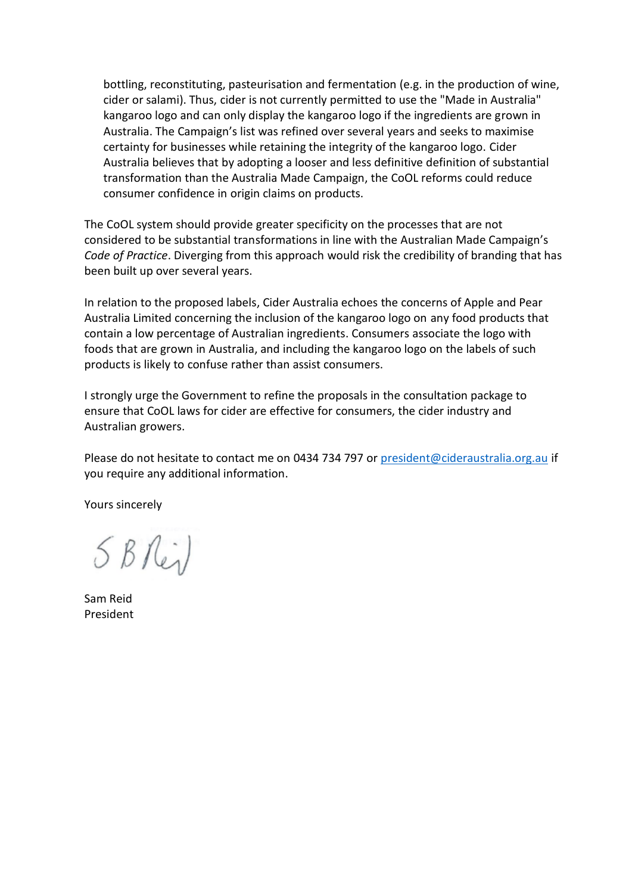bottling, reconstituting, pasteurisation and fermentation (e.g. in the production of wine, cider or salami). Thus, cider is not currently permitted to use the "Made in Australia" kangaroo logo and can only display the kangaroo logo if the ingredients are grown in Australia. The Campaign's list was refined over several years and seeks to maximise certainty for businesses while retaining the integrity of the kangaroo logo. Cider Australia believes that by adopting a looser and less definitive definition of substantial transformation than the Australia Made Campaign, the CoOL reforms could reduce consumer confidence in origin claims on products.

The CoOL system should provide greater specificity on the processes that are not considered to be substantial transformations in line with the Australian Made Campaign's *Code of Practice*. Diverging from this approach would risk the credibility of branding that has been built up over several years.

In relation to the proposed labels, Cider Australia echoes the concerns of Apple and Pear Australia Limited concerning the inclusion of the kangaroo logo on any food products that contain a low percentage of Australian ingredients. Consumers associate the logo with foods that are grown in Australia, and including the kangaroo logo on the labels of such products is likely to confuse rather than assist consumers.

I strongly urge the Government to refine the proposals in the consultation package to ensure that CoOL laws for cider are effective for consumers, the cider industry and Australian growers.

Please do not hesitate to contact me on 0434 734 797 or president@cideraustralia.org.au if you require any additional information.

Yours sincerely

Sam Reid
President